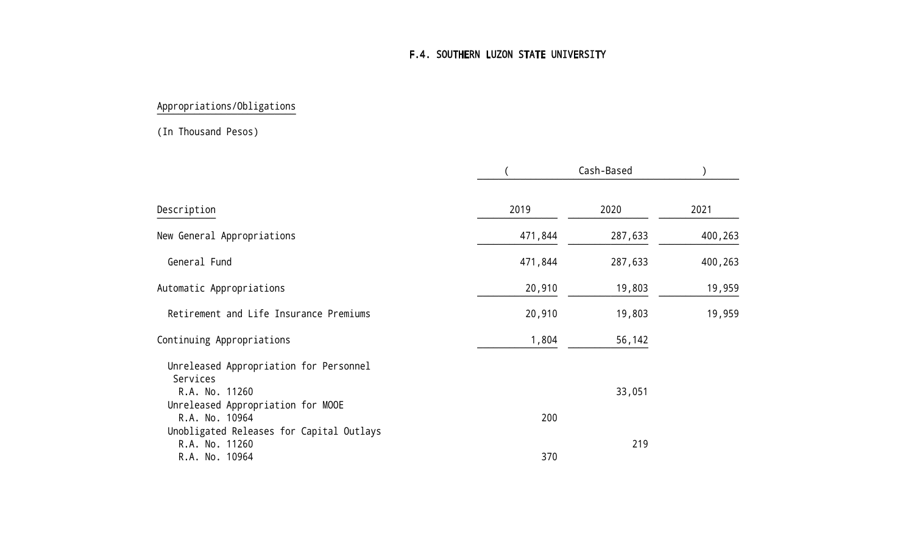# F.4. SOUTHERN LUZON STATE UNIVERSITY

Appropriations/Obligations

(In Thousand Pesos)

| Description | ( | Cash-Based | ) |
|---|---|---|---|
| | 2019 | 2020 | 2021 |
| New General Appropriations | 471,844 | 287,633 | 400,263 |
| General Fund | 471,844 | 287,633 | 400,263 |
| Automatic Appropriations | 20,910 | 19,803 | 19,959 |
| Retirement and Life Insurance Premiums | 20,910 | 19,803 | 19,959 |
| Continuing Appropriations | 1,804 | 56,142 | |
| Unreleased Appropriation for Personnel Services | | | |
| R.A. No. 11260 | | 33,051 | |
| Unreleased Appropriation for MOOE | | | |
| R.A. No. 10964 | 200 | | |
| Unobligated Releases for Capital Outlays | | | |
| R.A. No. 11260 | | 219 | |
| R.A. No. 10964 | 370 | | |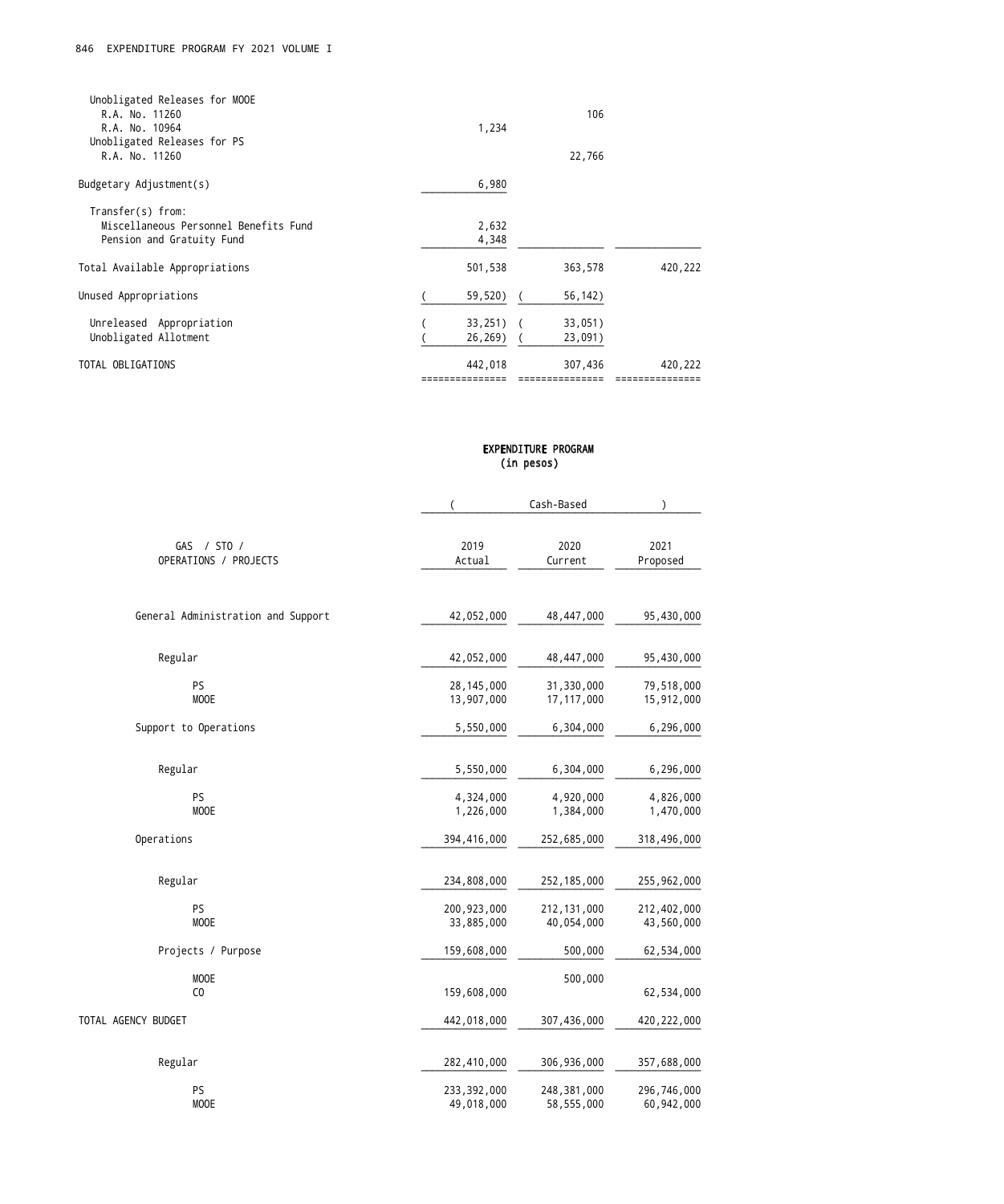| | | | |
|---|---|---|---|
| Unobligated Releases for MOOE | | | |
| R.A. No. 11260 | | 106 | |
| R.A. No. 10964 | 1,234 | | |
| Unobligated Releases for PS | | | |
| R.A. No. 11260 | | 22,766 | |
| Budgetary Adjustment(s) | 6,980 | | |
| Transfer(s) from: | | | |
| Miscellaneous Personnel Benefits Fund | 2,632 | | |
| Pension and Gratuity Fund | 4,348 | | |
| Total Available Appropriations | 501,538 | 363,578 | 420,222 |
| Unused Appropriations | (59,520) | (56,142) | |
| Unreleased Appropriation | (33,251) | (33,051) | |
| Unobligated Allotment | (26,269) | (23,091) | |
| TOTAL OBLIGATIONS | 442,018 | 307,436 | 420,222 |

## EXPENDITURE PROGRAM
(in pesos)

| GAS / STO / OPERATIONS / PROJECTS | 2019 Actual (Cash-Based) | 2020 Current (Cash-Based) | 2021 Proposed (Cash-Based) |
|---|---|---|---|
| General Administration and Support | 42,052,000 | 48,447,000 | 95,430,000 |
| Regular | 42,052,000 | 48,447,000 | 95,430,000 |
| PS | 28,145,000 | 31,330,000 | 79,518,000 |
| MOOE | 13,907,000 | 17,117,000 | 15,912,000 |
| Support to Operations | 5,550,000 | 6,304,000 | 6,296,000 |
| Regular | 5,550,000 | 6,304,000 | 6,296,000 |
| PS | 4,324,000 | 4,920,000 | 4,826,000 |
| MOOE | 1,226,000 | 1,384,000 | 1,470,000 |
| Operations | 394,416,000 | 252,685,000 | 318,496,000 |
| Regular | 234,808,000 | 252,185,000 | 255,962,000 |
| PS | 200,923,000 | 212,131,000 | 212,402,000 |
| MOOE | 33,885,000 | 40,054,000 | 43,560,000 |
| Projects / Purpose | 159,608,000 | 500,000 | 62,534,000 |
| MOOE | | 500,000 | |
| CO | 159,608,000 | | 62,534,000 |
| TOTAL AGENCY BUDGET | 442,018,000 | 307,436,000 | 420,222,000 |
| Regular | 282,410,000 | 306,936,000 | 357,688,000 |
| PS | 233,392,000 | 248,381,000 | 296,746,000 |
| MOOE | 49,018,000 | 58,555,000 | 60,942,000 |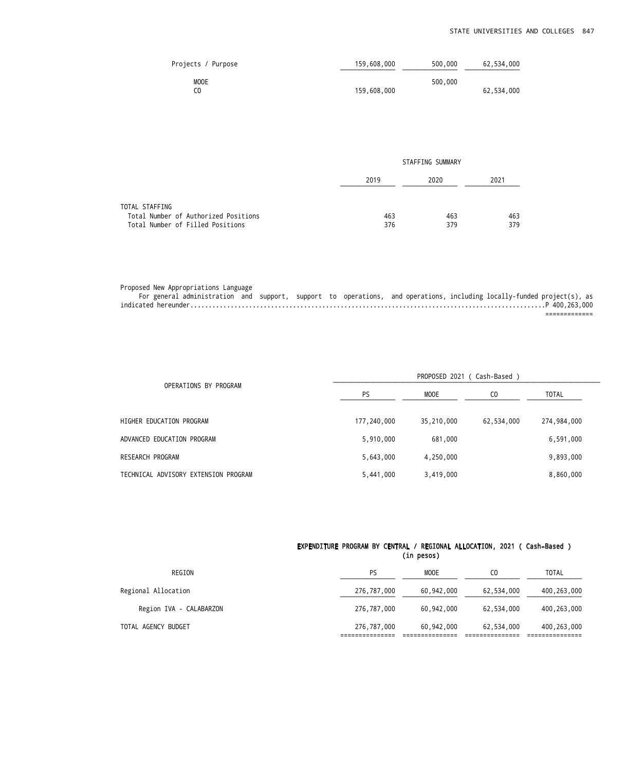| | | | |
|---|---|---|---|
| Projects / Purpose | 159,608,000 | 500,000 | 62,534,000 |
| MOOE | | 500,000 | |
| CO | 159,608,000 | | 62,534,000 |

STAFFING SUMMARY

| | 2019 | 2020 | 2021 |
|---|---|---|---|
| TOTAL STAFFING | | | |
| Total Number of Authorized Positions | 463 | 463 | 463 |
| Total Number of Filled Positions | 376 | 379 | 379 |

Proposed New Appropriations Language

For general administration and support, support to operations, and operations, including locally-funded project(s), as indicated hereunder.......................................................................................................P 400,263,000

| OPERATIONS BY PROGRAM | PROPOSED 2021 ( Cash-Based ) | | | |
|---|---|---|---|---|
| | PS | MOOE | CO | TOTAL |
| HIGHER EDUCATION PROGRAM | 177,240,000 | 35,210,000 | 62,534,000 | 274,984,000 |
| ADVANCED EDUCATION PROGRAM | 5,910,000 | 681,000 | | 6,591,000 |
| RESEARCH PROGRAM | 5,643,000 | 4,250,000 | | 9,893,000 |
| TECHNICAL ADVISORY EXTENSION PROGRAM | 5,441,000 | 3,419,000 | | 8,860,000 |

EXPENDITURE PROGRAM BY CENTRAL / REGIONAL ALLOCATION, 2021 ( Cash-Based )
(in pesos)

| REGION | PS | MOOE | CO | TOTAL |
|---|---|---|---|---|
| Regional Allocation | 276,787,000 | 60,942,000 | 62,534,000 | 400,263,000 |
| Region IVA - CALABARZON | 276,787,000 | 60,942,000 | 62,534,000 | 400,263,000 |
| TOTAL AGENCY BUDGET | 276,787,000 | 60,942,000 | 62,534,000 | 400,263,000 |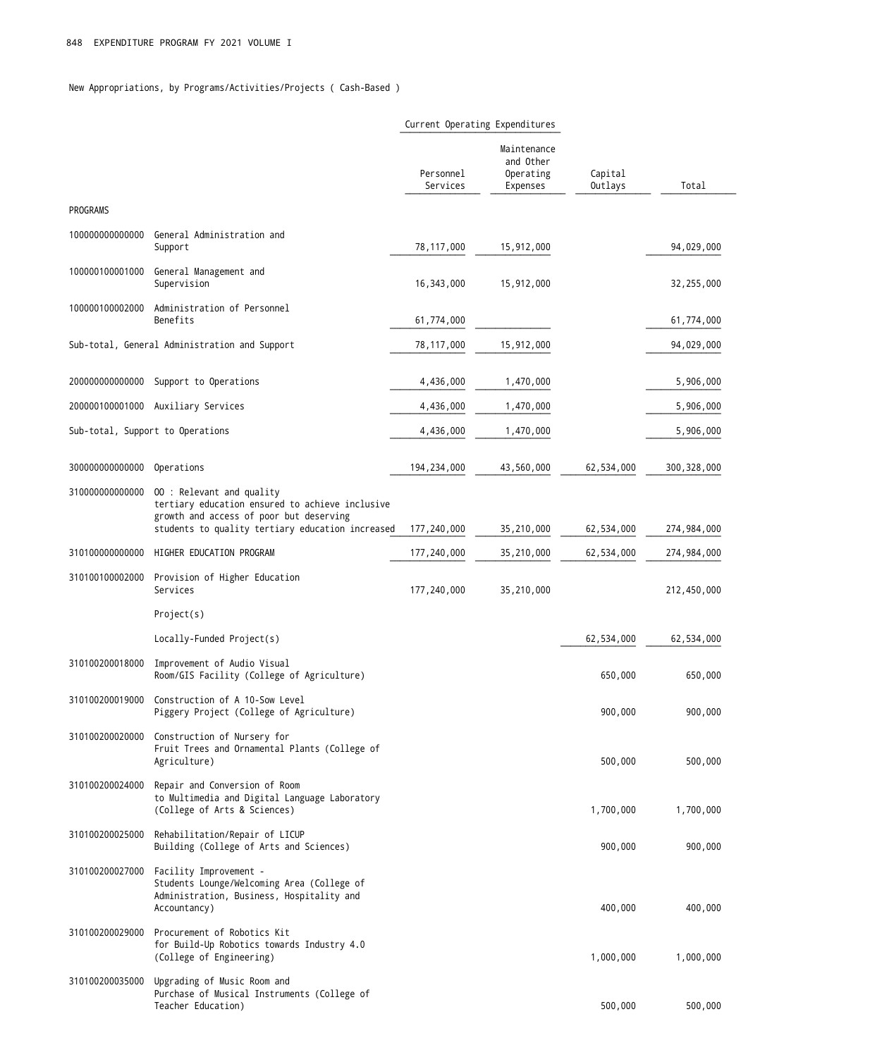New Appropriations, by Programs/Activities/Projects ( Cash-Based )

| | | Current Operating Expenditures | | | |
|---|---|---|---|---|---|
| | | Personnel Services | Maintenance and Other Operating Expenses | Capital Outlays | Total |
| PROGRAMS | | | | | |
| 100000000000000 | General Administration and Support | 78,117,000 | 15,912,000 | | 94,029,000 |
| 100000100001000 | General Management and Supervision | 16,343,000 | 15,912,000 | | 32,255,000 |
| 100000100002000 | Administration of Personnel Benefits | 61,774,000 | | | 61,774,000 |
| Sub-total, General Administration and Support | | 78,117,000 | 15,912,000 | | 94,029,000 |
| 200000000000000 | Support to Operations | 4,436,000 | 1,470,000 | | 5,906,000 |
| 200000100001000 | Auxiliary Services | 4,436,000 | 1,470,000 | | 5,906,000 |
| Sub-total, Support to Operations | | 4,436,000 | 1,470,000 | | 5,906,000 |
| 300000000000000 | Operations | 194,234,000 | 43,560,000 | 62,534,000 | 300,328,000 |
| 310000000000000 | OO : Relevant and quality tertiary education ensured to achieve inclusive growth and access of poor but deserving students to quality tertiary education increased | 177,240,000 | 35,210,000 | 62,534,000 | 274,984,000 |
| 310100000000000 | HIGHER EDUCATION PROGRAM | 177,240,000 | 35,210,000 | 62,534,000 | 274,984,000 |
| 310100100002000 | Provision of Higher Education Services | 177,240,000 | 35,210,000 | | 212,450,000 |
| | Project(s) | | | | |
| | Locally-Funded Project(s) | | | 62,534,000 | 62,534,000 |
| 310100200018000 | Improvement of Audio Visual Room/GIS Facility (College of Agriculture) | | | 650,000 | 650,000 |
| 310100200019000 | Construction of A 10-Sow Level Piggery Project (College of Agriculture) | | | 900,000 | 900,000 |
| 310100200020000 | Construction of Nursery for Fruit Trees and Ornamental Plants (College of Agriculture) | | | 500,000 | 500,000 |
| 310100200024000 | Repair and Conversion of Room to Multimedia and Digital Language Laboratory (College of Arts & Sciences) | | | 1,700,000 | 1,700,000 |
| 310100200025000 | Rehabilitation/Repair of LICUP Building (College of Arts and Sciences) | | | 900,000 | 900,000 |
| 310100200027000 | Facility Improvement - Students Lounge/Welcoming Area (College of Administration, Business, Hospitality and Accountancy) | | | 400,000 | 400,000 |
| 310100200029000 | Procurement of Robotics Kit for Build-Up Robotics towards Industry 4.0 (College of Engineering) | | | 1,000,000 | 1,000,000 |
| 310100200035000 | Upgrading of Music Room and Purchase of Musical Instruments (College of Teacher Education) | | | 500,000 | 500,000 |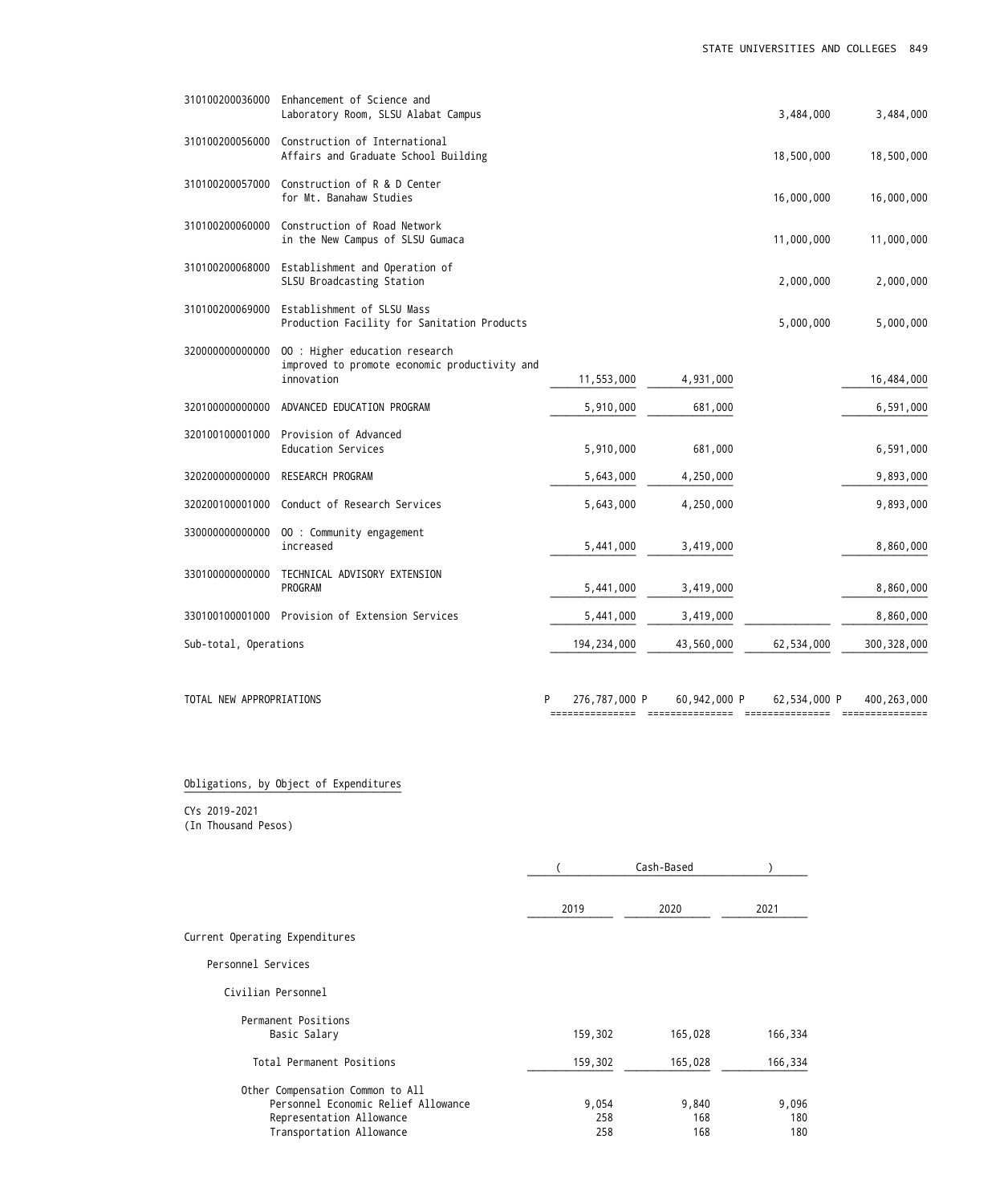| Code | Particulars | PS | MOOE | CO | Total |
|---|---|---|---|---|---|
| 310100200036000 | Enhancement of Science and Laboratory Room, SLSU Alabat Campus | | | 3,484,000 | 3,484,000 |
| 310100200056000 | Construction of International Affairs and Graduate School Building | | | 18,500,000 | 18,500,000 |
| 310100200057000 | Construction of R & D Center for Mt. Banahaw Studies | | | 16,000,000 | 16,000,000 |
| 310100200060000 | Construction of Road Network in the New Campus of SLSU Gumaca | | | 11,000,000 | 11,000,000 |
| 310100200068000 | Establishment and Operation of SLSU Broadcasting Station | | | 2,000,000 | 2,000,000 |
| 310100200069000 | Establishment of SLSU Mass Production Facility for Sanitation Products | | | 5,000,000 | 5,000,000 |
| 320000000000000 | OO : Higher education research improved to promote economic productivity and innovation | 11,553,000 | 4,931,000 | | 16,484,000 |
| 320100000000000 | ADVANCED EDUCATION PROGRAM | 5,910,000 | 681,000 | | 6,591,000 |
| 320100100001000 | Provision of Advanced Education Services | 5,910,000 | 681,000 | | 6,591,000 |
| 320200000000000 | RESEARCH PROGRAM | 5,643,000 | 4,250,000 | | 9,893,000 |
| 320200100001000 | Conduct of Research Services | 5,643,000 | 4,250,000 | | 9,893,000 |
| 330000000000000 | OO : Community engagement increased | 5,441,000 | 3,419,000 | | 8,860,000 |
| 330100000000000 | TECHNICAL ADVISORY EXTENSION PROGRAM | 5,441,000 | 3,419,000 | | 8,860,000 |
| 330100100001000 | Provision of Extension Services | 5,441,000 | 3,419,000 | | 8,860,000 |
| Sub-total, Operations | | 194,234,000 | 43,560,000 | 62,534,000 | 300,328,000 |
| TOTAL NEW APPROPRIATIONS | | P 276,787,000 | P 60,942,000 | P 62,534,000 | P 400,263,000 |

Obligations, by Object of Expenditures

CYs 2019-2021
(In Thousand Pesos)

| | ( | Cash-Based | ) |
|---|---|---|---|
| | 2019 | 2020 | 2021 |
| Current Operating Expenditures | | | |
| Personnel Services | | | |
| Civilian Personnel | | | |
| Permanent Positions | | | |
| Basic Salary | 159,302 | 165,028 | 166,334 |
| Total Permanent Positions | 159,302 | 165,028 | 166,334 |
| Other Compensation Common to All | | | |
| Personnel Economic Relief Allowance | 9,054 | 9,840 | 9,096 |
| Representation Allowance | 258 | 168 | 180 |
| Transportation Allowance | 258 | 168 | 180 |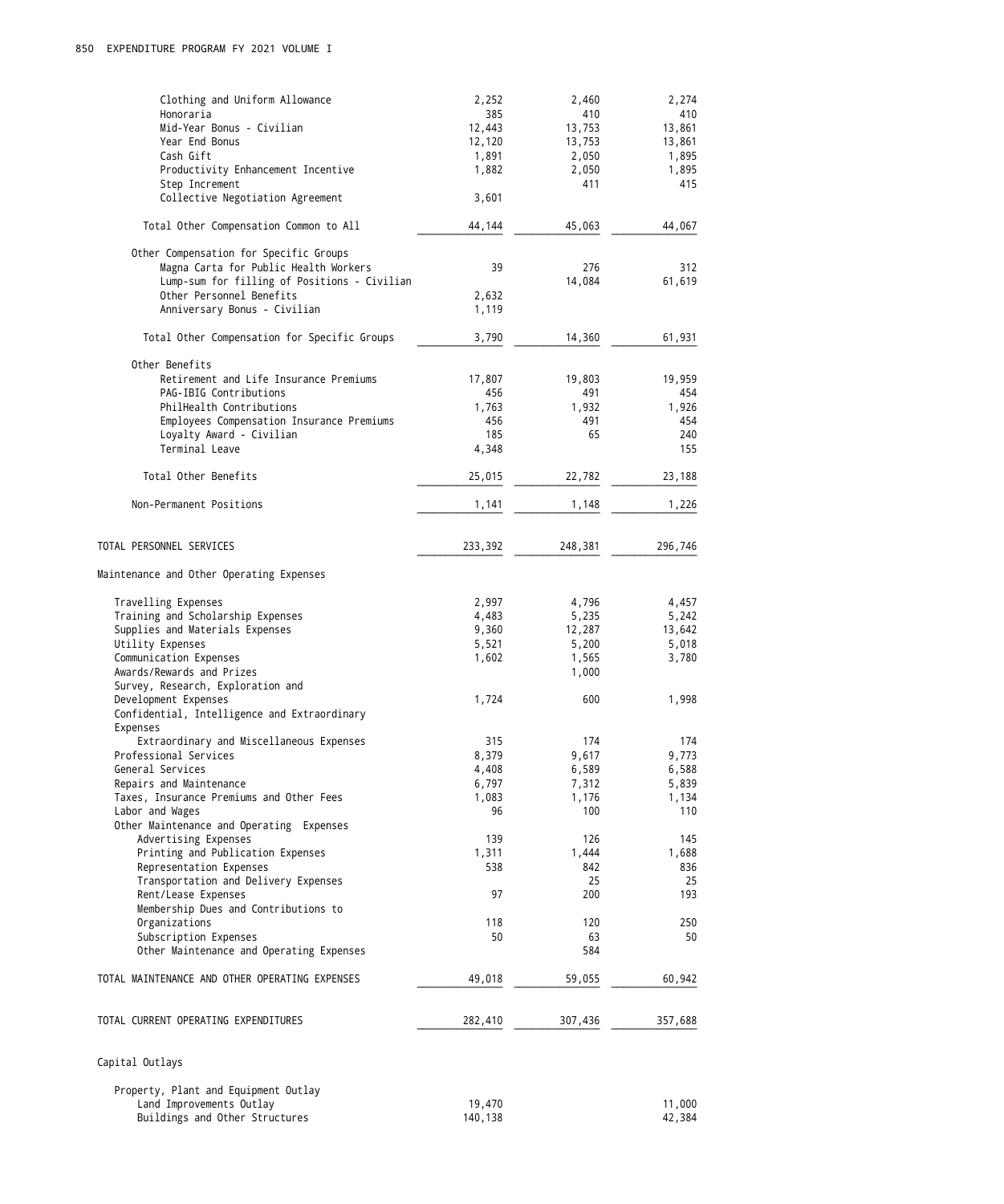| | | | |
|---|---|---|---|
| Clothing and Uniform Allowance | 2,252 | 2,460 | 2,274 |
| Honoraria | 385 | 410 | 410 |
| Mid-Year Bonus - Civilian | 12,443 | 13,753 | 13,861 |
| Year End Bonus | 12,120 | 13,753 | 13,861 |
| Cash Gift | 1,891 | 2,050 | 1,895 |
| Productivity Enhancement Incentive | 1,882 | 2,050 | 1,895 |
| Step Increment | | 411 | 415 |
| Collective Negotiation Agreement | 3,601 | | |
| Total Other Compensation Common to All | 44,144 | 45,063 | 44,067 |
| Other Compensation for Specific Groups | | | |
| Magna Carta for Public Health Workers | 39 | 276 | 312 |
| Lump-sum for filling of Positions - Civilian | | 14,084 | 61,619 |
| Other Personnel Benefits | 2,632 | | |
| Anniversary Bonus - Civilian | 1,119 | | |
| Total Other Compensation for Specific Groups | 3,790 | 14,360 | 61,931 |
| Other Benefits | | | |
| Retirement and Life Insurance Premiums | 17,807 | 19,803 | 19,959 |
| PAG-IBIG Contributions | 456 | 491 | 454 |
| PhilHealth Contributions | 1,763 | 1,932 | 1,926 |
| Employees Compensation Insurance Premiums | 456 | 491 | 454 |
| Loyalty Award - Civilian | 185 | 65 | 240 |
| Terminal Leave | 4,348 | | 155 |
| Total Other Benefits | 25,015 | 22,782 | 23,188 |
| Non-Permanent Positions | 1,141 | 1,148 | 1,226 |
| TOTAL PERSONNEL SERVICES | 233,392 | 248,381 | 296,746 |
| Maintenance and Other Operating Expenses | | | |
| Travelling Expenses | 2,997 | 4,796 | 4,457 |
| Training and Scholarship Expenses | 4,483 | 5,235 | 5,242 |
| Supplies and Materials Expenses | 9,360 | 12,287 | 13,642 |
| Utility Expenses | 5,521 | 5,200 | 5,018 |
| Communication Expenses | 1,602 | 1,565 | 3,780 |
| Awards/Rewards and Prizes | | 1,000 | |
| Survey, Research, Exploration and Development Expenses | 1,724 | 600 | 1,998 |
| Confidential, Intelligence and Extraordinary Expenses | | | |
| Extraordinary and Miscellaneous Expenses | 315 | 174 | 174 |
| Professional Services | 8,379 | 9,617 | 9,773 |
| General Services | 4,408 | 6,589 | 6,588 |
| Repairs and Maintenance | 6,797 | 7,312 | 5,839 |
| Taxes, Insurance Premiums and Other Fees | 1,083 | 1,176 | 1,134 |
| Labor and Wages | 96 | 100 | 110 |
| Other Maintenance and Operating Expenses | | | |
| Advertising Expenses | 139 | 126 | 145 |
| Printing and Publication Expenses | 1,311 | 1,444 | 1,688 |
| Representation Expenses | 538 | 842 | 836 |
| Transportation and Delivery Expenses | | 25 | 25 |
| Rent/Lease Expenses | 97 | 200 | 193 |
| Membership Dues and Contributions to Organizations | 118 | 120 | 250 |
| Subscription Expenses | 50 | 63 | 50 |
| Other Maintenance and Operating Expenses | | 584 | |
| TOTAL MAINTENANCE AND OTHER OPERATING EXPENSES | 49,018 | 59,055 | 60,942 |
| TOTAL CURRENT OPERATING EXPENDITURES | 282,410 | 307,436 | 357,688 |
| Capital Outlays | | | |
| Property, Plant and Equipment Outlay | | | |
| Land Improvements Outlay | 19,470 | | 11,000 |
| Buildings and Other Structures | 140,138 | | 42,384 |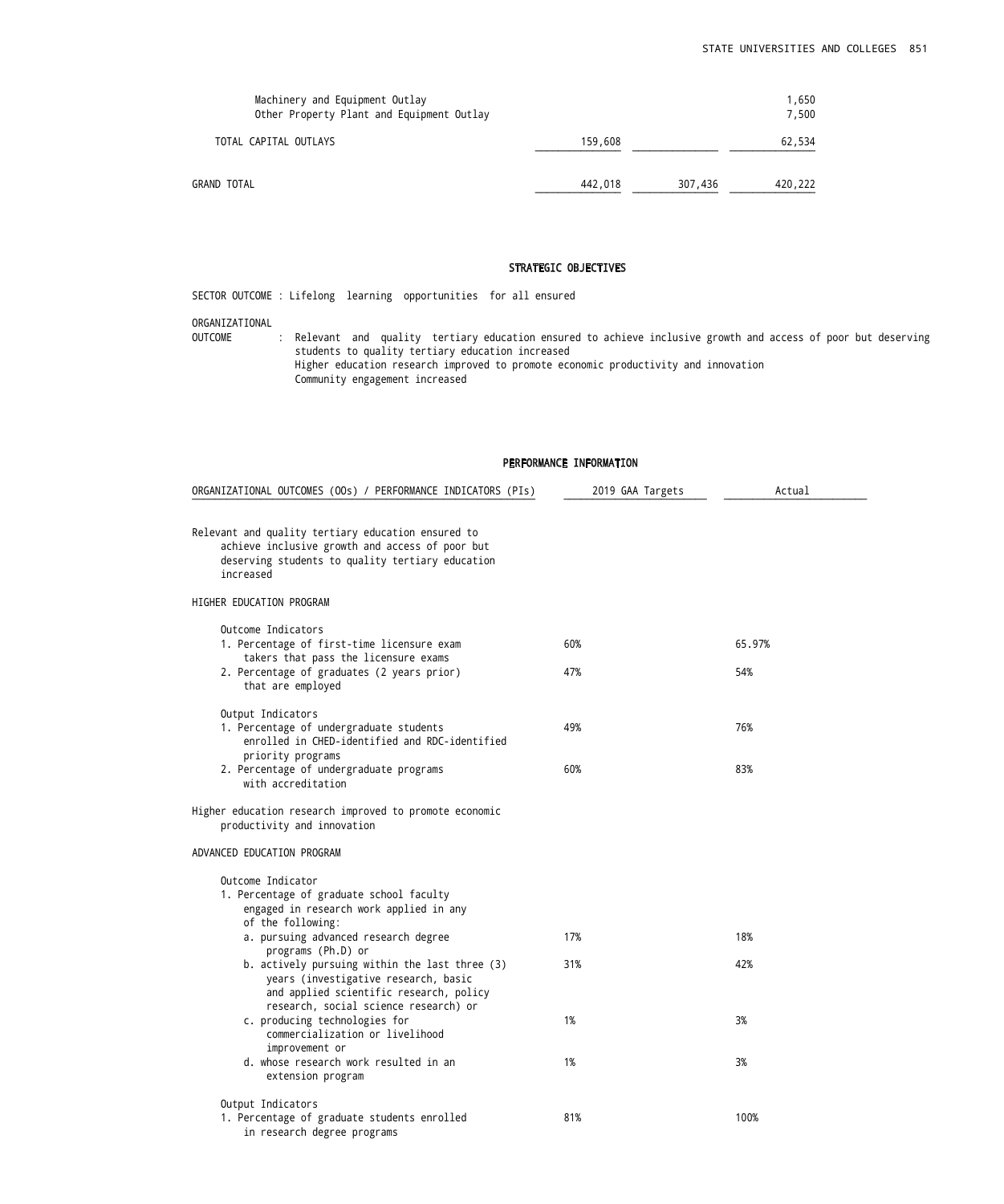| | | | |
|---|---|---|---|
| Machinery and Equipment Outlay | | | 1,650 |
| Other Property Plant and Equipment Outlay | | | 7,500 |
| TOTAL CAPITAL OUTLAYS | 159,608 | | 62,534 |
| GRAND TOTAL | 442,018 | 307,436 | 420,222 |

## STRATEGIC OBJECTIVES

SECTOR OUTCOME : Lifelong learning opportunities for all ensured

ORGANIZATIONAL OUTCOME : Relevant and quality tertiary education ensured to achieve inclusive growth and access of poor but deserving students to quality tertiary education increased
Higher education research improved to promote economic productivity and innovation
Community engagement increased

## PERFORMANCE INFORMATION

| ORGANIZATIONAL OUTCOMES (OOs) / PERFORMANCE INDICATORS (PIs) | 2019 GAA Targets | Actual |
|---|---|---|
| Relevant and quality tertiary education ensured to achieve inclusive growth and access of poor but deserving students to quality tertiary education increased | | |
| HIGHER EDUCATION PROGRAM | | |
| Outcome Indicators | | |
| 1. Percentage of first-time licensure exam takers that pass the licensure exams | 60% | 65.97% |
| 2. Percentage of graduates (2 years prior) that are employed | 47% | 54% |
| Output Indicators | | |
| 1. Percentage of undergraduate students enrolled in CHED-identified and RDC-identified priority programs | 49% | 76% |
| 2. Percentage of undergraduate programs with accreditation | 60% | 83% |
| Higher education research improved to promote economic productivity and innovation | | |
| ADVANCED EDUCATION PROGRAM | | |
| Outcome Indicator | | |
| 1. Percentage of graduate school faculty engaged in research work applied in any of the following: | | |
| a. pursuing advanced research degree programs (Ph.D) or | 17% | 18% |
| b. actively pursuing within the last three (3) years (investigative research, basic and applied scientific research, policy research, social science research) or | 31% | 42% |
| c. producing technologies for commercialization or livelihood improvement or | 1% | 3% |
| d. whose research work resulted in an extension program | 1% | 3% |
| Output Indicators | | |
| 1. Percentage of graduate students enrolled in research degree programs | 81% | 100% |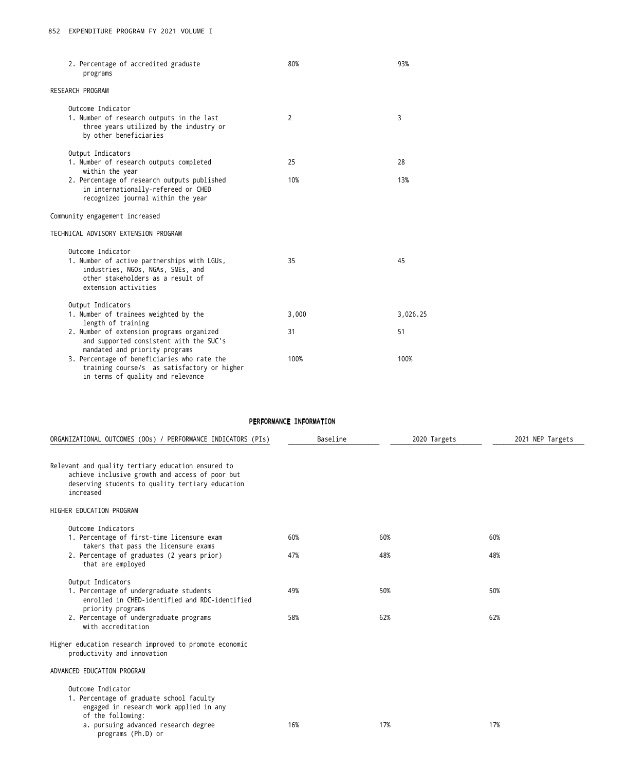| | | |
|---|---|---|
| 2. Percentage of accredited graduate programs | 80% | 93% |
| RESEARCH PROGRAM | | |
| Outcome Indicator | | |
| 1. Number of research outputs in the last three years utilized by the industry or by other beneficiaries | 2 | 3 |
| Output Indicators | | |
| 1. Number of research outputs completed within the year | 25 | 28 |
| 2. Percentage of research outputs published in internationally-refereed or CHED recognized journal within the year | 10% | 13% |
| Community engagement increased | | |
| TECHNICAL ADVISORY EXTENSION PROGRAM | | |
| Outcome Indicator | | |
| 1. Number of active partnerships with LGUs, industries, NGOs, NGAs, SMEs, and other stakeholders as a result of extension activities | 35 | 45 |
| Output Indicators | | |
| 1. Number of trainees weighted by the length of training | 3,000 | 3,026.25 |
| 2. Number of extension programs organized and supported consistent with the SUC's mandated and priority programs | 31 | 51 |
| 3. Percentage of beneficiaries who rate the training course/s as satisfactory or higher in terms of quality and relevance | 100% | 100% |

## PERFORMANCE INFORMATION

| ORGANIZATIONAL OUTCOMES (OOs) / PERFORMANCE INDICATORS (PIs) | Baseline | 2020 Targets | 2021 NEP Targets |
|---|---|---|---|
| Relevant and quality tertiary education ensured to achieve inclusive growth and access of poor but deserving students to quality tertiary education increased | | | |
| HIGHER EDUCATION PROGRAM | | | |
| Outcome Indicators | | | |
| 1. Percentage of first-time licensure exam takers that pass the licensure exams | 60% | 60% | 60% |
| 2. Percentage of graduates (2 years prior) that are employed | 47% | 48% | 48% |
| Output Indicators | | | |
| 1. Percentage of undergraduate students enrolled in CHED-identified and RDC-identified priority programs | 49% | 50% | 50% |
| 2. Percentage of undergraduate programs with accreditation | 58% | 62% | 62% |
| Higher education research improved to promote economic productivity and innovation | | | |
| ADVANCED EDUCATION PROGRAM | | | |
| Outcome Indicator | | | |
| 1. Percentage of graduate school faculty engaged in research work applied in any of the following: | | | |
| a. pursuing advanced research degree programs (Ph.D) or | 16% | 17% | 17% |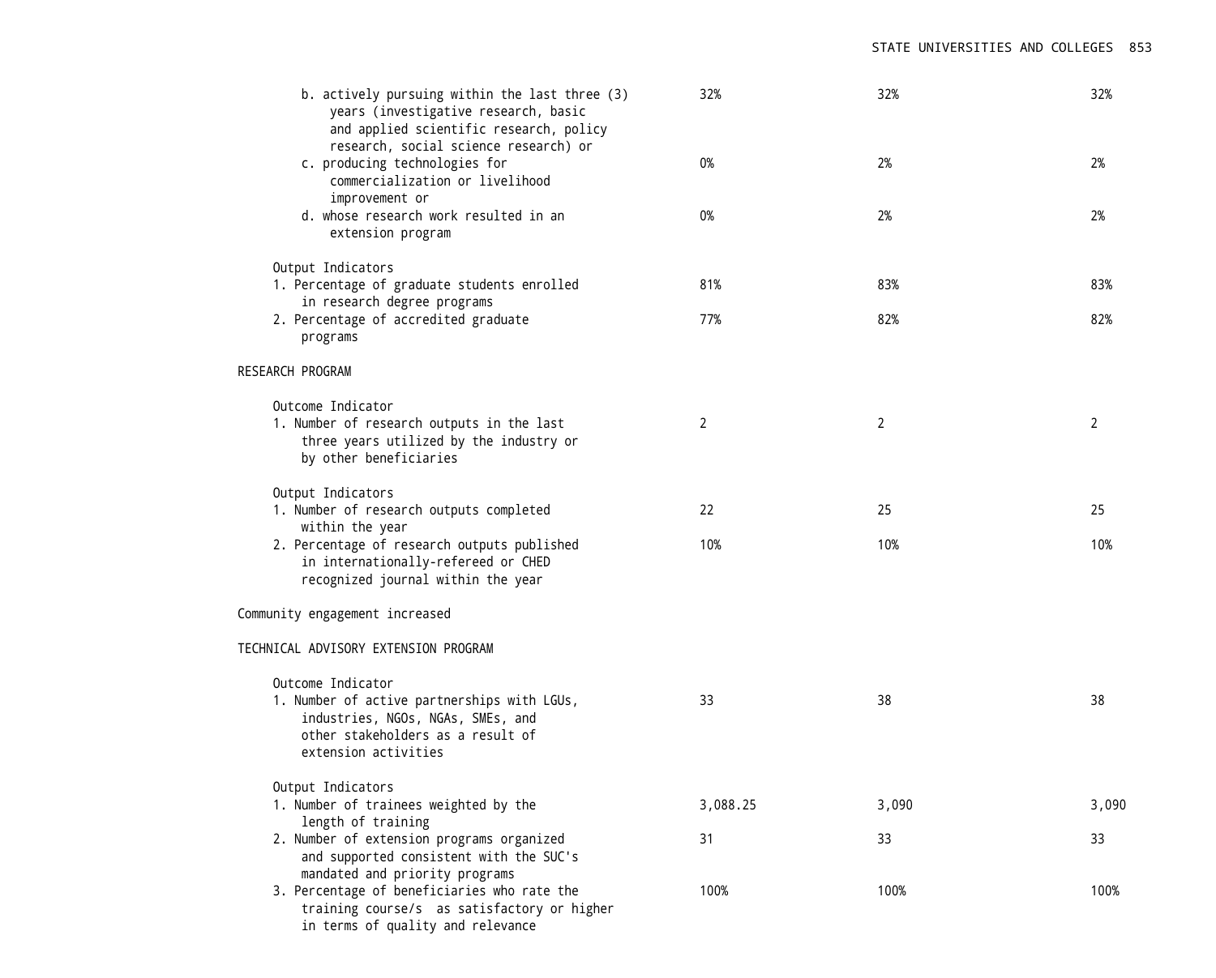| | | | |
|---|---|---|---|
| b. actively pursuing within the last three (3) years (investigative research, basic and applied scientific research, policy research, social science research) or | 32% | 32% | 32% |
| c. producing technologies for commercialization or livelihood improvement or | 0% | 2% | 2% |
| d. whose research work resulted in an extension program | 0% | 2% | 2% |
| Output Indicators | | | |
| 1. Percentage of graduate students enrolled in research degree programs | 81% | 83% | 83% |
| 2. Percentage of accredited graduate programs | 77% | 82% | 82% |

RESEARCH PROGRAM

| | | | |
|---|---|---|---|
| Outcome Indicator | | | |
| 1. Number of research outputs in the last three years utilized by the industry or by other beneficiaries | 2 | 2 | 2 |
| Output Indicators | | | |
| 1. Number of research outputs completed within the year | 22 | 25 | 25 |
| 2. Percentage of research outputs published in internationally-refereed or CHED recognized journal within the year | 10% | 10% | 10% |

Community engagement increased

TECHNICAL ADVISORY EXTENSION PROGRAM

| | | | |
|---|---|---|---|
| Outcome Indicator | | | |
| 1. Number of active partnerships with LGUs, industries, NGOs, NGAs, SMEs, and other stakeholders as a result of extension activities | 33 | 38 | 38 |
| Output Indicators | | | |
| 1. Number of trainees weighted by the length of training | 3,088.25 | 3,090 | 3,090 |
| 2. Number of extension programs organized and supported consistent with the SUC's mandated and priority programs | 31 | 33 | 33 |
| 3. Percentage of beneficiaries who rate the training course/s as satisfactory or higher in terms of quality and relevance | 100% | 100% | 100% |